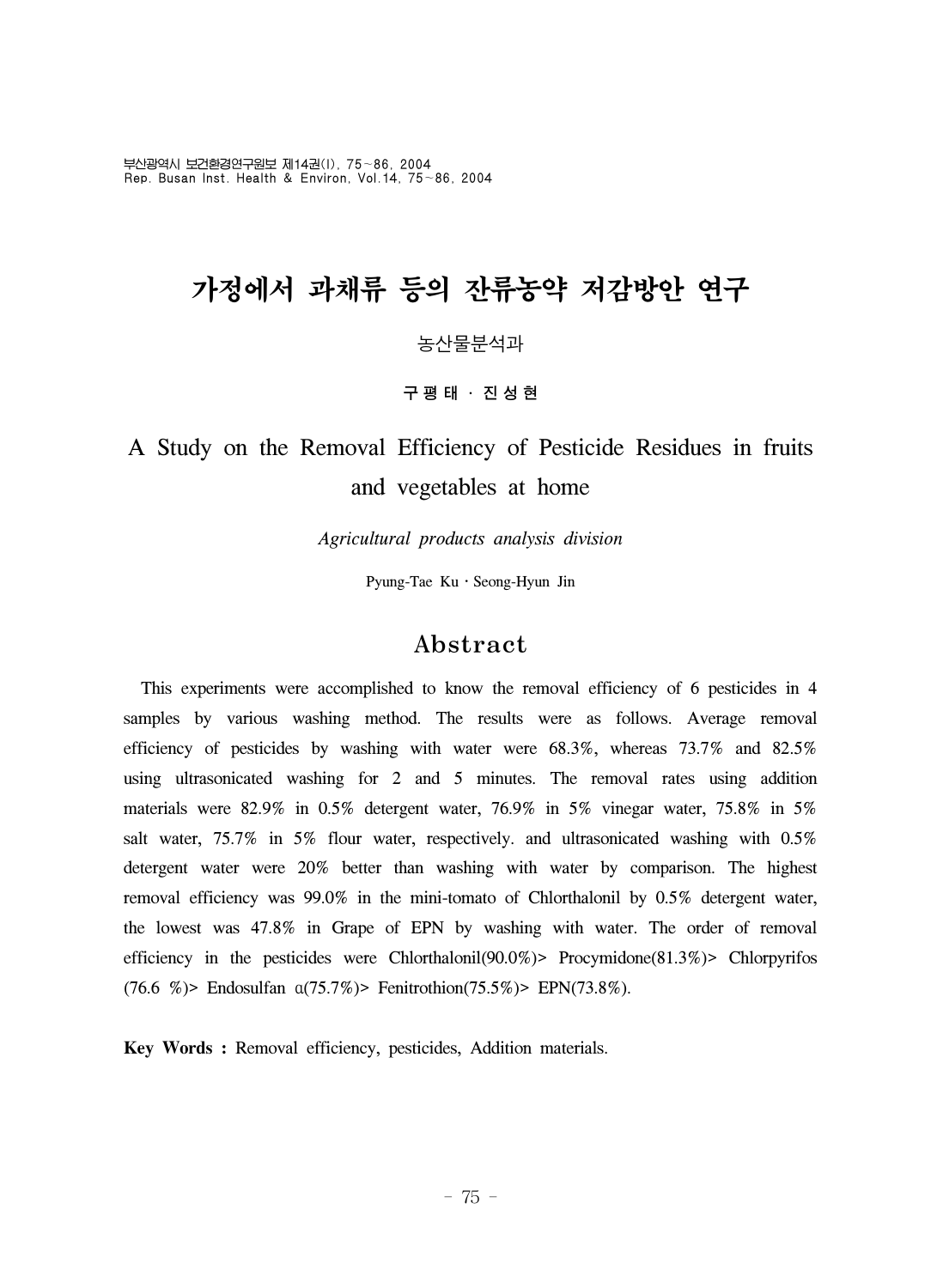# 가정에서 과채류 등의 잔류농약 저감방안 연구

농산물분석과

**구 평 태 · 진 성 현**

## A Study on the Removal Efficiency of Pesticide Residues in fruits and vegetables at home

*Agricultural products analysis division*

Pyung-Tae Ku · Seong-Hyun Jin

## Abstract

This experiments were accomplished to know the removal efficiency of 6 pesticides in 4 samples by various washing method. The results were as follows. Average removal efficiency of pesticides by washing with water were 68.3%, whereas 73.7% and 82.5% using ultrasonicated washing for 2 and 5 minutes. The removal rates using addition materials were 82.9% in 0.5% detergent water, 76.9% in 5% vinegar water, 75.8% in 5% salt water, 75.7% in 5% flour water, respectively. and ultrasonicated washing with 0.5% detergent water were 20% better than washing with water by comparison. The highest removal efficiency was 99.0% in the mini-tomato of Chlorthalonil by 0.5% detergent water, the lowest was 47.8% in Grape of EPN by washing with water. The order of removal efficiency in the pesticides were Chlorthalonil(90.0%)> Procymidone(81.3%)> Chlorpyrifos (76.6 %)> Endosulfan α(75.7%)> Fenitrothion(75.5%)> EPN(73.8%).

**Key Words :** Removal efficiency, pesticides, Addition materials.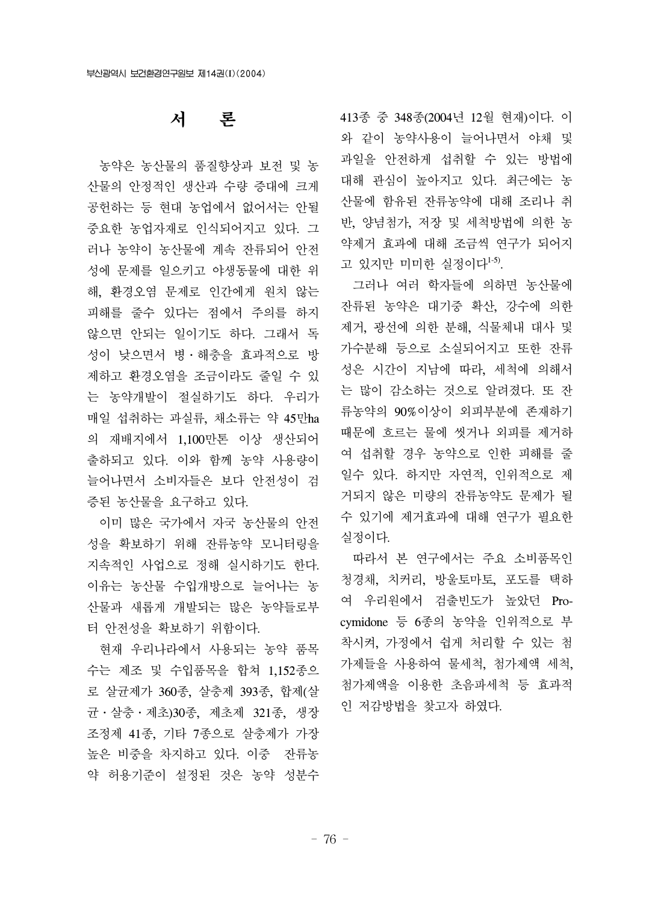# 서 론

농약은 농산물의 품질향상과 보전 및 농산물의 안정적인 생산과 수량 증대에 크게 공헌하는 등 현대 농업에서 없어서는 안될 중요한 농업자재로 인식되어지고 있다. 그러나 농약이 농산물에 계속 잔류되어 안전성에 문제를 일으키고 야생동물에 대한 위해, 환경오염 문제로 인간에게 원치 않는 피해를 줄수 있다는 점에서 주의를 하지 않으면 안되는 일이기도 하다. 그래서 독성이 낮으면서 병ㆍ해충을 효과적으로 방제하고 환경오염을 조금이라도 줄일 수 있는 농약개발이 절실하기도 하다. 우리가 매일 섭취하는 과실류, 채소류는 약 45만ha의 재배지에서 1,100만톤 이상 생산되어 출하되고 있다. 이와 함께 농약 사용량이 늘어나면서 소비자들은 보다 안전성이 검증된 농산물을 요구하고 있다.

이미 많은 국가에서 자국 농산물의 안전성을 확보하기 위해 잔류농약 모니터링을 지속적인 사업으로 정해 실시하기도 한다. 이유는 농산물 수입개방으로 늘어나는 농산물과 새롭게 개발되는 많은 농약들로부터 안전성을 확보하기 위함이다.

현재 우리나라에서 사용되는 농약 품목수는 제조 및 수입품목을 합쳐 1,152종으로 살균제가 360종, 살충제 393종, 합제(살균ㆍ살충ㆍ제초)30종, 제초제 321종, 생장조정제 41종, 기타 7종으로 살충제가 가장 높은 비중을 차지하고 있다. 이중 잔류농약 허용기준이 설정된 것은 농약 성분수 413종 중 348종(2004년 12월 현재)이다. 이와 같이 농약사용이 늘어나면서 야채 및 과일을 안전하게 섭취할 수 있는 방법에 대해 관심이 높아지고 있다. 최근에는 농산물에 함유된 잔류농약에 대해 조리나 취반, 양념첨가, 저장 및 세척방법에 의한 농약제거 효과에 대해 조금씩 연구가 되어지고 있지만 미미한 실정이다[1-5].

그러나 여러 학자들에 의하면 농산물에 잔류된 농약은 대기중 확산, 강수에 의한 제거, 광선에 의한 분해, 식물체내 대사 및 가수분해 등으로 소실되어지고 또한 잔류성은 시간이 지남에 따라, 세척에 의해서는 많이 감소하는 것으로 알려졌다. 또 잔류농약의 90%이상이 외피부분에 존재하기 때문에 흐르는 물에 씻거나 외피를 제거하여 섭취할 경우 농약으로 인한 피해를 줄일수 있다. 하지만 자연적, 인위적으로 제거되지 않은 미량의 잔류농약도 문제가 될 수 있기에 제거효과에 대해 연구가 필요한 실정이다.

따라서 본 연구에서는 주요 소비품목인 청경채, 치커리, 방울토마토, 포도를 택하여 우리원에서 검출빈도가 높았던 Procymidone 등 6종의 농약을 인위적으로 부착시켜, 가정에서 쉽게 처리할 수 있는 첨가제들을 사용하여 물세척, 첨가제액 세척, 첨가제액을 이용한 초음파세척 등 효과적인 저감방법을 찾고자 하였다.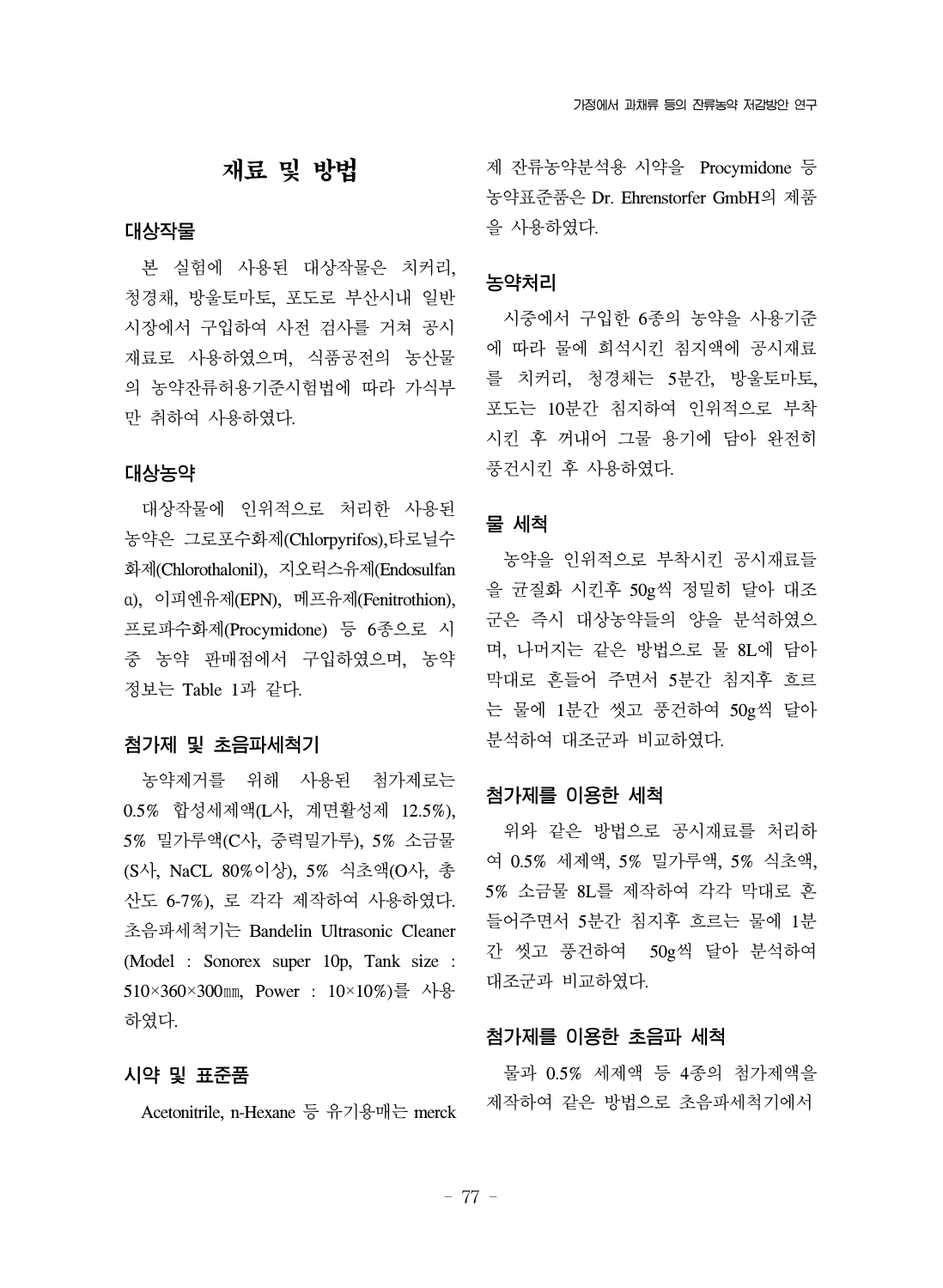# 재료 및 방법

## 대상작물

본 실험에 사용된 대상작물은 치커리, 청경채, 방울토마토, 포도로 부산시내 일반 시장에서 구입하여 사전 검사를 거쳐 공시재료로 사용하였으며, 식품공전의 농산물의 농약잔류허용기준시험법에 따라 가식부만 취하여 사용하였다.

## 대상농약

대상작물에 인위적으로 처리한 사용된 농약은 그로포수화제(Chlorpyrifos),타로닐수화제(Chlorothalonil), 지오릭스유제(Endosulfan α), 이피엔유제(EPN), 메프유제(Fenitrothion), 프로파수화제(Procymidone) 등 6종으로 시중 농약 판매점에서 구입하였으며, 농약정보는 Table 1과 같다.

## 첨가제 및 초음파세척기

농약제거를 위해 사용된 첨가제로는 0.5% 합성세제액(L사, 계면활성제 12.5%), 5% 밀가루액(C사, 중력밀가루), 5% 소금물(S사, NaCL 80%이상), 5% 식초액(O사, 총산도 6-7%), 로 각각 제작하여 사용하였다. 초음파세척기는 Bandelin Ultrasonic Cleaner (Model : Sonorex super 10p, Tank size : 510×360×300㎜, Power : 10×10%)를 사용하였다.

## 시약 및 표준품

Acetonitrile, n-Hexane 등 유기용매는 merck 제 잔류농약분석용 시약을 Procymidone 등 농약표준품은 Dr. Ehrenstorfer GmbH의 제품을 사용하였다.

## 농약처리

시중에서 구입한 6종의 농약을 사용기준에 따라 물에 희석시킨 침지액에 공시재료를 치커리, 청경채는 5분간, 방울토마토, 포도는 10분간 침지하여 인위적으로 부착시킨 후 꺼내어 그물 용기에 담아 완전히 풍건시킨 후 사용하였다.

## 물 세척

농약을 인위적으로 부착시킨 공시재료들을 균질화 시킨후 50g씩 정밀히 달아 대조군은 즉시 대상농약들의 양을 분석하였으며, 나머지는 같은 방법으로 물 8L에 담아 막대로 흔들어 주면서 5분간 침지후 흐르는 물에 1분간 씻고 풍건하여 50g씩 달아 분석하여 대조군과 비교하였다.

## 첨가제를 이용한 세척

위와 같은 방법으로 공시재료를 처리하여 0.5% 세제액, 5% 밀가루액, 5% 식초액, 5% 소금물 8L를 제작하여 각각 막대로 흔들어주면서 5분간 침지후 흐르는 물에 1분간 씻고 풍건하여 50g씩 달아 분석하여 대조군과 비교하였다.

## 첨가제를 이용한 초음파 세척

물과 0.5% 세제액 등 4종의 첨가제액을 제작하여 같은 방법으로 초음파세척기에서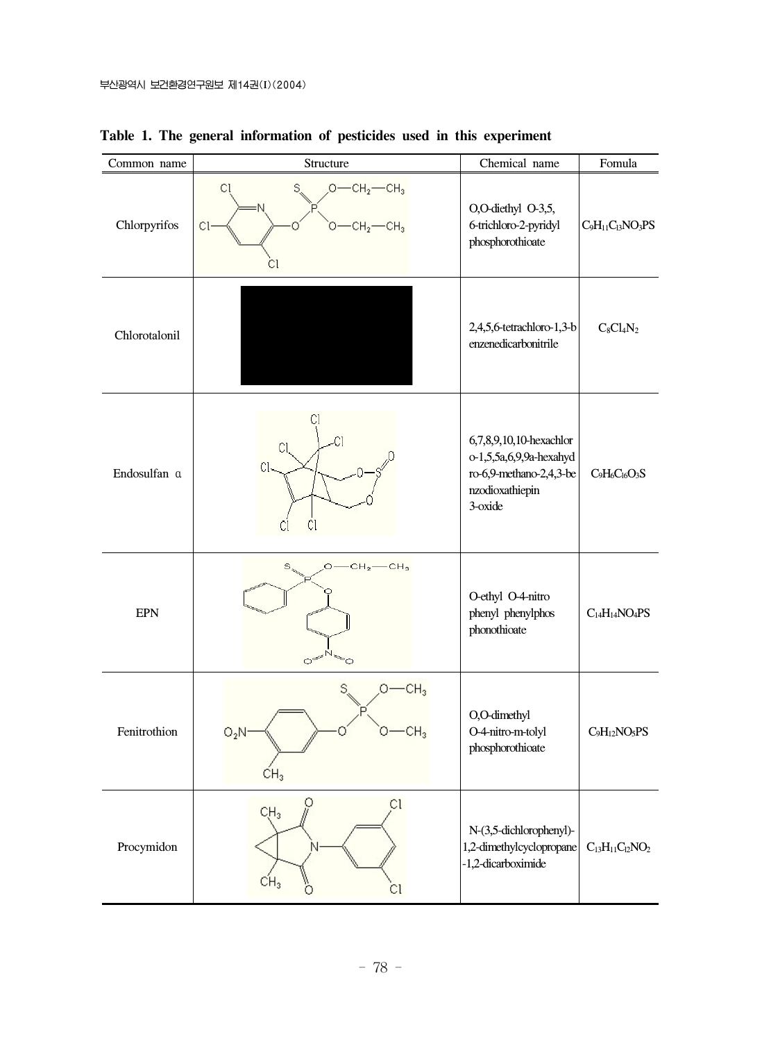**Table 1. The general information of pesticides used in this experiment**

| Common name | Structure | Chemical name | Fomula |
|---|---|---|---|
| Chlorpyrifos | | O,O-diethyl O-3,5,6-trichloro-2-pyridyl phosphorothioate | $C_9H_{11}C_{l3}NO_3PS$ |
| Chlorotalonil | | 2,4,5,6-tetrachloro-1,3-benzenedicarbonitrile | $C_8Cl_4N_2$ |
| Endosulfan α | | 6,7,8,9,10,10-hexachloro-1,5,5a,6,9,9a-hexahydro-6,9-methano-2,4,3-benzodioxathiepin 3-oxide | $C_9H_6Cl_6O_3S$ |
| EPN | | O-ethyl O-4-nitro phenyl phenylphosphonothioate | $C_{14}H_{14}NO_4PS$ |
| Fenitrothion | | O,O-dimethyl O-4-nitro-m-tolyl phosphorothioate | $C_9H_{12}NO_5PS$ |
| Procymidon | | N-(3,5-dichlorophenyl)-1,2-dimethylcyclopropane-1,2-dicarboximide | $C_{13}H_{11}C_{l2}NO_2$ |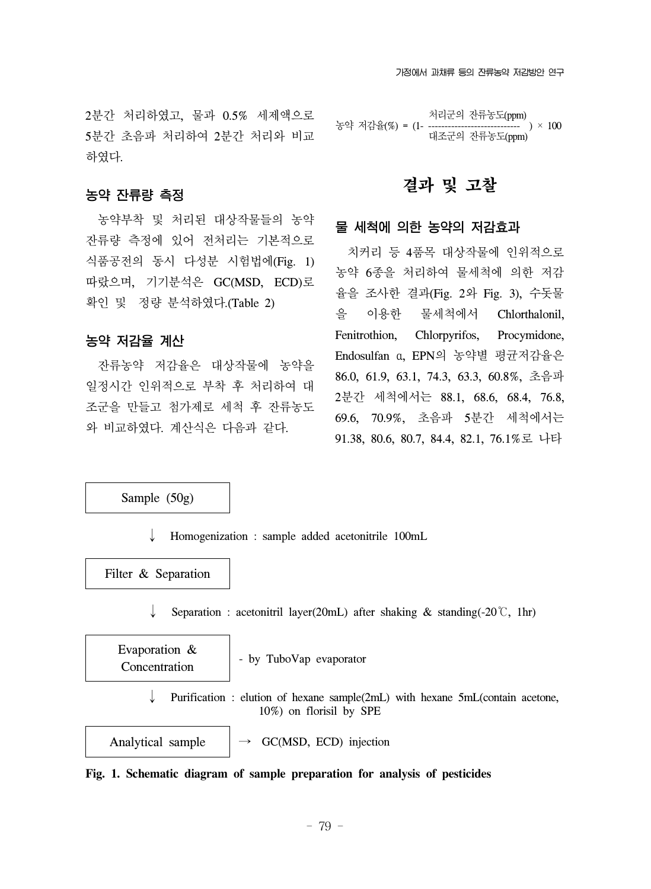2분간 처리하였고, 물과 0.5% 세제액으로 5분간 초음파 처리하여 2분간 처리와 비교하였다.

### 농약 잔류량 측정

농약부착 및 처리된 대상작물들의 농약 잔류량 측정에 있어 전처리는 기본적으로 식품공전의 동시 다성분 시험법에(Fig. 1) 따랐으며, 기기분석은 GC(MSD, ECD)로 확인 및 정량 분석하였다.(Table 2)

### 농약 저감율 계산

잔류농약 저감율은 대상작물에 농약을 일정시간 인위적으로 부착 후 처리하여 대조군을 만들고 첨가제로 세척 후 잔류농도와 비교하였다. 계산식은 다음과 같다.

$$\text{농약 저감율}(\%) = \left(1 - \frac{\text{처리군의 잔류농도(ppm)}}{\text{대조군의 잔류농도(ppm)}}\right) \times 100$$

## 결과 및 고찰

### 물 세척에 의한 농약의 저감효과

치커리 등 4품목 대상작물에 인위적으로 농약 6종을 처리하여 물세척에 의한 저감율을 조사한 결과(Fig. 2와 Fig. 3), 수돗물을 이용한 물세척에서 Chlorthalonil, Fenitrothion, Chlorpyrifos, Procymidone, Endosulfan α, EPN의 농약별 평균저감율은 86.0, 61.9, 63.1, 74.3, 63.3, 60.8%, 초음파 2분간 세척에서는 88.1, 68.6, 68.4, 76.8, 69.6, 70.9%, 초음파 5분간 세척에서는 91.38, 80.6, 80.7, 84.4, 82.1, 76.1%로 나타

```
Sample (50g)
   ↓  Homogenization : sample added acetonitrile 100mL
Filter & Separation
   ↓  Separation : acetonitril layer(20mL) after shaking & standing(-20℃, 1hr)
Evaporation & Concentration   - by TuboVap evaporator
   ↓  Purification : elution of hexane sample(2mL) with hexane 5mL(contain acetone, 10%) on florisil by SPE
Analytical sample   → GC(MSD, ECD) injection
```

**Fig. 1. Schematic diagram of sample preparation for analysis of pesticides**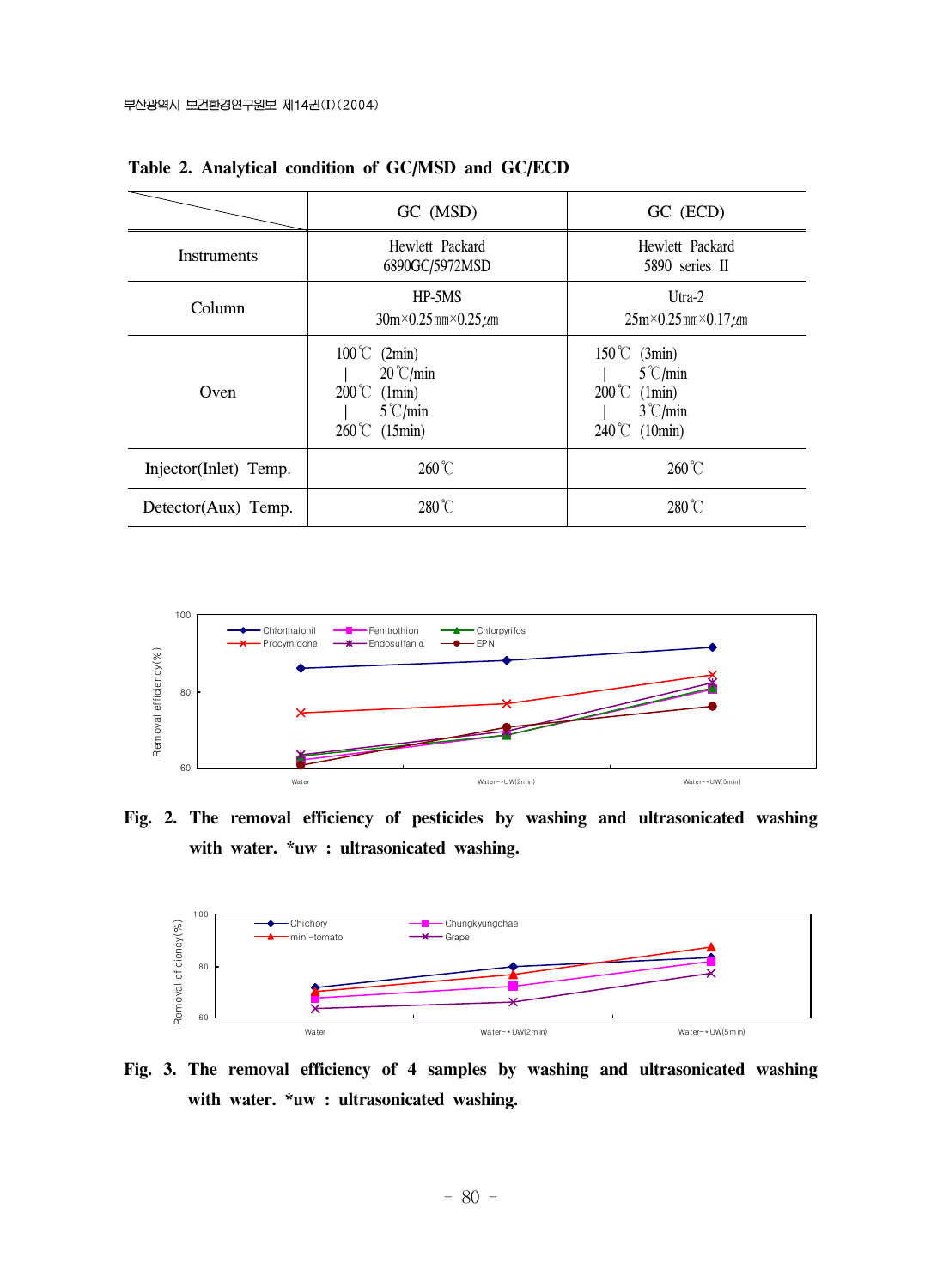**Table 2. Analytical condition of GC/MSD and GC/ECD**

| | GC (MSD) | GC (ECD) |
|---|---|---|
| Instruments | Hewlett Packard 6890GC/5972MSD | Hewlett Packard 5890 series II |
| Column | HP-5MS 30m×0.25㎜×0.25㎛ | Utra-2 25m×0.25㎜×0.17㎛ |
| Oven | 100℃ (2min) ｜ 20℃/min 200℃ (1min) ｜ 5℃/min 260℃ (15min) | 150℃ (3min) ｜ 5℃/min 200℃ (1min) ｜ 3℃/min 240℃ (10min) |
| Injector(Inlet) Temp. | 260℃ | 260℃ |
| Detector(Aux) Temp. | 280℃ | 280℃ |

Fig. 2. The removal efficiency of pesticides by washing and ultrasonicated washing with water. *uw : ultrasonicated washing.

Fig. 3. The removal efficiency of 4 samples by washing and ultrasonicated washing with water. *uw : ultrasonicated washing.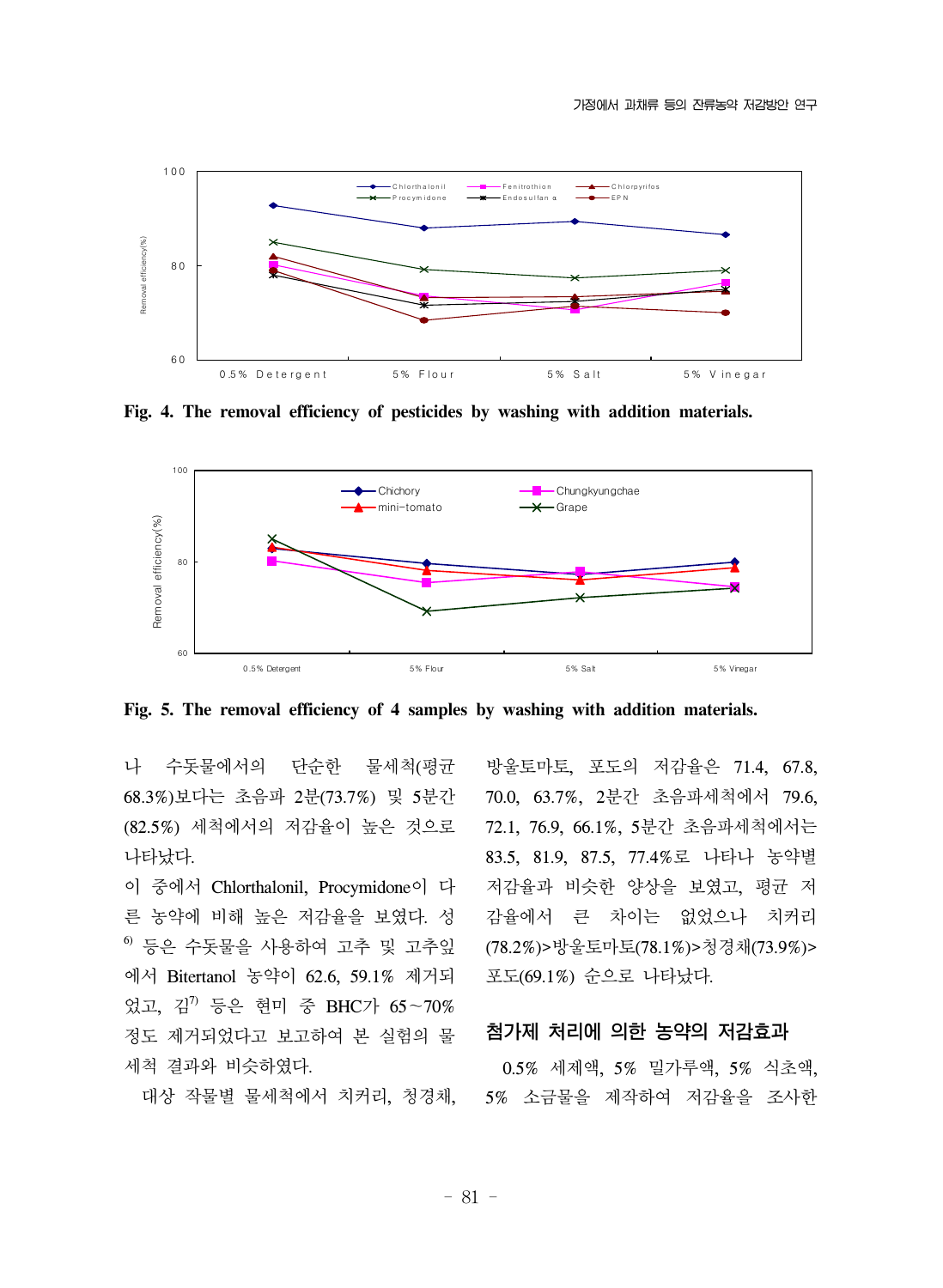Fig. 4. The removal efficiency of pesticides by washing with addition materials.

Fig. 5. The removal efficiency of 4 samples by washing with addition materials.

나 수돗물에서의 단순한 물세척(평균 68.3%)보다는 초음파 2분(73.7%) 및 5분간 (82.5%) 세척에서의 저감율이 높은 것으로 나타났다.

이 중에서 Chlorthalonil, Procymidone이 다른 농약에 비해 높은 저감율을 보였다. 성[6] 등은 수돗물을 사용하여 고추 및 고추잎에서 Bitertanol 농약이 62.6, 59.1% 제거되었고, 김[7] 등은 현미 중 BHC가 65~70% 정도 제거되었다고 보고하여 본 실험의 물세척 결과와 비슷하였다.

대상 작물별 물세척에서 치커리, 청경채, 방울토마토, 포도의 저감율은 71.4, 67.8, 70.0, 63.7%, 2분간 초음파세척에서 79.6, 72.1, 76.9, 66.1%, 5분간 초음파세척에서는 83.5, 81.9, 87.5, 77.4%로 나타나 농약별 저감율과 비슷한 양상을 보였고, 평균 저감율에서 큰 차이는 없었으나 치커리(78.2%)>방울토마토(78.1%)>청경채(73.9%)>포도(69.1%) 순으로 나타났다.

## 첨가제 처리에 의한 농약의 저감효과

0.5% 세제액, 5% 밀가루액, 5% 식초액, 5% 소금물을 제작하여 저감율을 조사한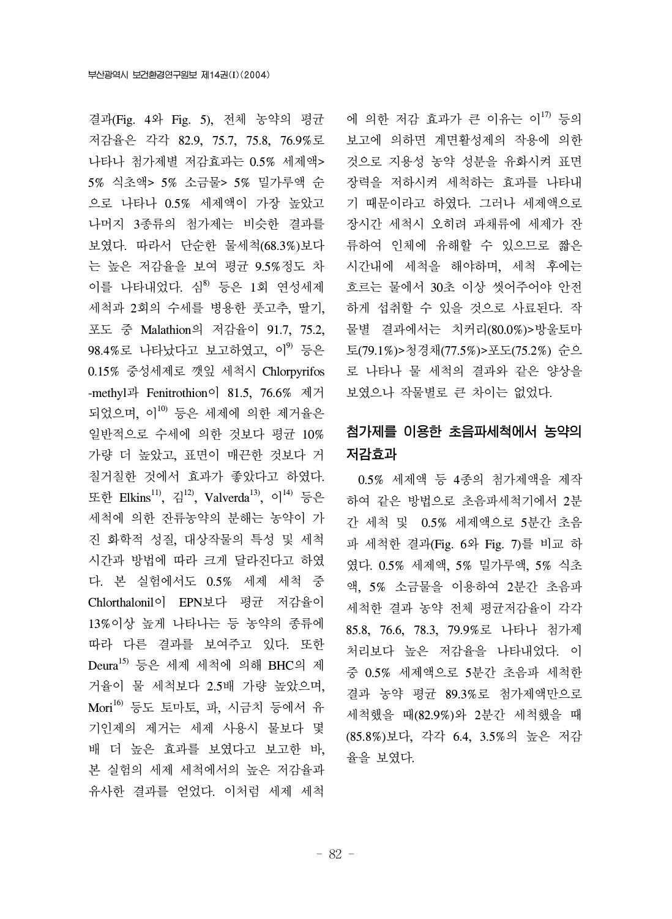결과(Fig. 4와 Fig. 5), 전체 농약의 평균 저감율은 각각 82.9, 75.7, 75.8, 76.9%로 나타나 첨가제별 저감효과는 0.5% 세제액> 5% 식초액> 5% 소금물> 5% 밀가루액 순으로 나타나 0.5% 세제액이 가장 높았고 나머지 3종류의 첨가제는 비슷한 결과를 보였다. 따라서 단순한 물세척(68.3%)보다는 높은 저감율을 보여 평균 9.5%정도 차이를 나타내었다. 심[8] 등은 1회 연성세제 세척과 2회의 수세를 병용한 풋고추, 딸기, 포도 중 Malathion의 저감율이 91.7, 75.2, 98.4%로 나타났다고 보고하였고, 이[9] 등은 0.15% 중성세제로 깻잎 세척시 Chlorpyrifos-methyl과 Fenitrothion이 81.5, 76.6% 제거되었으며, 이[10] 등은 세제에 의한 제거율은 일반적으로 수세에 의한 것보다 평균 10% 가량 더 높았고, 표면이 매끈한 것보다 거칠거칠한 것에서 효과가 좋았다고 하였다. 또한 Elkins[11], 김[12], Valverda[13], 이[14] 등은 세척에 의한 잔류농약의 분해는 농약이 가진 화학적 성질, 대상작물의 특성 및 세척 시간과 방법에 따라 크게 달라진다고 하였다. 본 실험에서도 0.5% 세제 세척 중 Chlorthalonil이 EPN보다 평균 저감율이 13%이상 높게 나타나는 등 농약의 종류에 따라 다른 결과를 보여주고 있다. 또한 Deura[15] 등은 세제 세척에 의해 BHC의 제거율이 물 세척보다 2.5배 가량 높았으며, Mori[16] 등도 토마토, 파, 시금치 등에서 유기인제의 제거는 세제 사용시 물보다 몇 배 더 높은 효과를 보였다고 보고한 바, 본 실험의 세제 세척에서의 높은 저감율과 유사한 결과를 얻었다. 이처럼 세제 세척에 의한 저감 효과가 큰 이유는 이[17] 등의 보고에 의하면 계면활성제의 작용에 의한 것으로 지용성 농약 성분을 유화시켜 표면장력을 저하시켜 세척하는 효과를 나타내기 때문이라고 하였다. 그러나 세제액으로 장시간 세척시 오히려 과채류에 세제가 잔류하여 인체에 유해할 수 있으므로 짧은 시간내에 세척을 해야하며, 세척 후에는 흐르는 물에서 30초 이상 씻어주어야 안전하게 섭취할 수 있을 것으로 사료된다. 작물별 결과에서는 치커리(80.0%)>방울토마토(79.1%)>청경채(77.5%)>포도(75.2%) 순으로 나타나 물 세척의 결과와 같은 양상을 보였으나 작물별로 큰 차이는 없었다.

### 첨가제를 이용한 초음파세척에서 농약의 저감효과

0.5% 세제액 등 4종의 첨가제액을 제작하여 같은 방법으로 초음파세척기에서 2분간 세척 및 0.5% 세제액으로 5분간 초음파 세척한 결과(Fig. 6와 Fig. 7)를 비교 하였다. 0.5% 세제액, 5% 밀가루액, 5% 식초액, 5% 소금물을 이용하여 2분간 초음파 세척한 결과 농약 전체 평균저감율이 각각 85.8, 76.6, 78.3, 79.9%로 나타나 첨가제 처리보다 높은 저감율을 나타내었다. 이 중 0.5% 세제액으로 5분간 초음파 세척한 결과 농약 평균 89.3%로 첨가제액만으로 세척했을 때(82.9%)와 2분간 세척했을 때 (85.8%)보다, 각각 6.4, 3.5%의 높은 저감율을 보였다.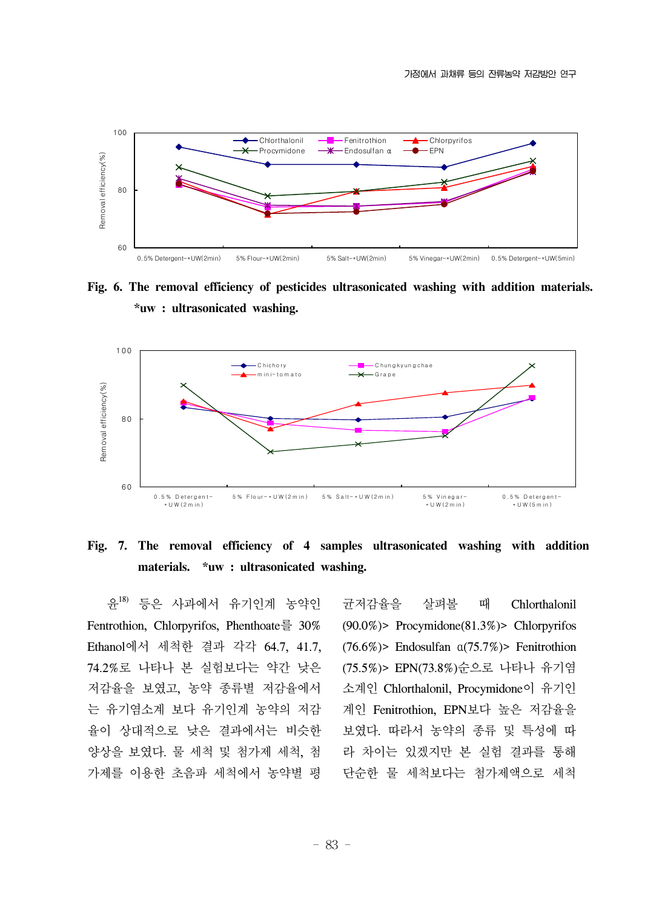Fig. 6. The removal efficiency of pesticides ultrasonicated washing with addition materials. *uw : ultrasonicated washing.

Fig. 7. The removal efficiency of 4 samples ultrasonicated washing with addition materials. *uw : ultrasonicated washing.

윤[18] 등은 사과에서 유기인계 농약인 Fentrothion, Chlorpyrifos, Phenthoate를 30% Ethanol에서 세척한 결과 각각 64.7, 41.7, 74.2%로 나타나 본 실험보다는 약간 낮은 저감율을 보였고, 농약 종류별 저감율에서는 유기염소계 보다 유기인계 농약의 저감율이 상대적으로 낮은 결과에서는 비슷한 양상을 보였다. 물 세척 및 첨가제 세척, 첨가제를 이용한 초음파 세척에서 농약별 평균저감율을 살펴볼 때 Chlorthalonil (90.0%)> Procymidone(81.3%)> Chlorpyrifos (76.6%)> Endosulfan α(75.7%)> Fenitrothion (75.5%)> EPN(73.8%)순으로 나타나 유기염소계인 Chlorthalonil, Procymidone이 유기인계인 Fenitrothion, EPN보다 높은 저감율을 보였다. 따라서 농약의 종류 및 특성에 따라 차이는 있겠지만 본 실험 결과를 통해 단순한 물 세척보다는 첨가제액으로 세척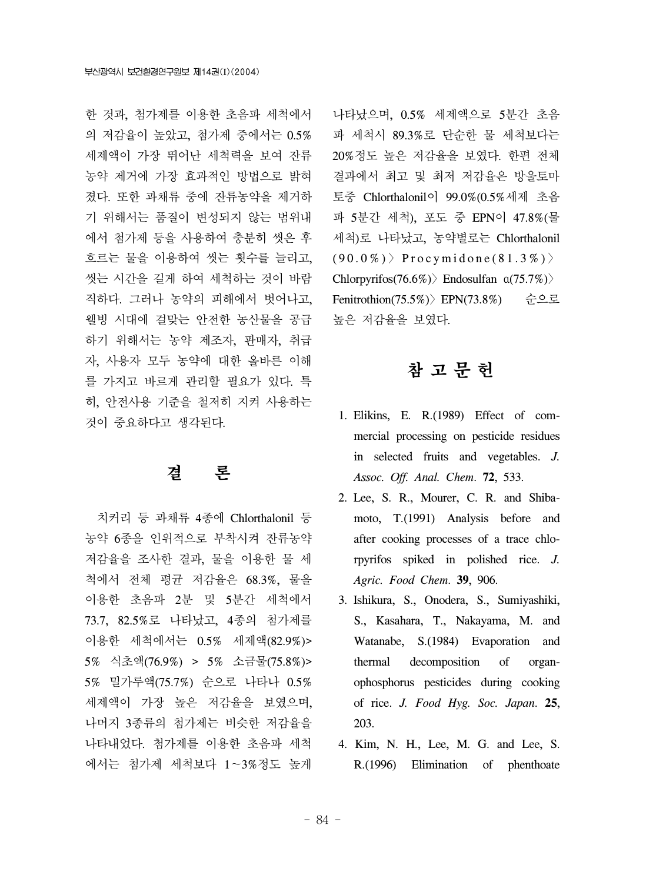한 것과, 첨가제를 이용한 초음파 세척에서의 저감율이 높았고, 첨가제 중에서는 0.5% 세제액이 가장 뛰어난 세척력을 보여 잔류농약 제거에 가장 효과적인 방법으로 밝혀졌다. 또한 과채류 중에 잔류농약을 제거하기 위해서는 품질이 변성되지 않는 범위내에서 첨가제 등을 사용하여 충분히 씻은 후 흐르는 물을 이용하여 씻는 횟수를 늘리고, 씻는 시간을 길게 하여 세척하는 것이 바람직하다. 그러나 농약의 피해에서 벗어나고, 웰빙 시대에 걸맞는 안전한 농산물을 공급하기 위해서는 농약 제조자, 판매자, 취급자, 사용자 모두 농약에 대한 올바른 이해를 가지고 바르게 관리할 필요가 있다. 특히, 안전사용 기준을 철저히 지켜 사용하는 것이 중요하다고 생각된다.

## 결 론

치커리 등 과채류 4종에 Chlorthalonil 등 농약 6종을 인위적으로 부착시켜 잔류농약 저감율을 조사한 결과, 물을 이용한 물 세척에서 전체 평균 저감율은 68.3%, 물을 이용한 초음파 2분 및 5분간 세척에서 73.7, 82.5%로 나타났고, 4종의 첨가제를 이용한 세척에서는 0.5% 세제액(82.9%)> 5% 식초액(76.9%) > 5% 소금물(75.8%)> 5% 밀가루액(75.7%) 순으로 나타나 0.5% 세제액이 가장 높은 저감율을 보였으며, 나머지 3종류의 첨가제는 비슷한 저감율을 나타내었다. 첨가제를 이용한 초음파 세척에서는 첨가제 세척보다 1~3%정도 높게 나타났으며, 0.5% 세제액으로 5분간 초음파 세척시 89.3%로 단순한 물 세척보다는 20%정도 높은 저감율을 보였다. 한편 전체 결과에서 최고 및 최저 저감율은 방울토마토중 Chlorthalonil이 99.0%(0.5%세제 초음파 5분간 세척), 포도 중 EPN이 47.8%(물 세척)로 나타났고, 농약별로는 Chlorthalonil (90.0%) 〉 Procymidone(81.3%) 〉 Chlorpyrifos(76.6%) 〉 Endosulfan α(75.7%) 〉 Fenitrothion(75.5%) 〉 EPN(73.8%) 순으로 높은 저감율을 보였다.

## 참 고 문 헌

1. Elikins, E. R.(1989) Effect of commercial processing on pesticide residues in selected fruits and vegetables. *J. Assoc. Off. Anal. Chem*. **72**, 533.
2. Lee, S. R., Mourer, C. R. and Shibamoto, T.(1991) Analysis before and after cooking processes of a trace chlorpyrifos spiked in polished rice. *J. Agric. Food Chem*. **39**, 906.
3. Ishikura, S., Onodera, S., Sumiyashiki, S., Kasahara, T., Nakayama, M. and Watanabe, S.(1984) Evaporation and thermal decomposition of organophosphorus pesticides during cooking of rice. *J. Food Hyg. Soc. Japan*. **25**, 203.
4. Kim, N. H., Lee, M. G. and Lee, S. R.(1996) Elimination of phenthoate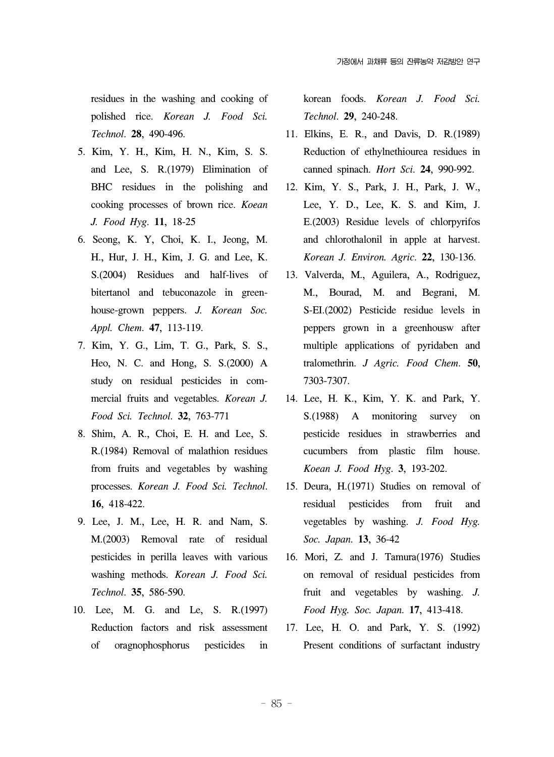residues in the washing and cooking of polished rice. *Korean J. Food Sci. Technol*. **28**, 490-496.

5. Kim, Y. H., Kim, H. N., Kim, S. S. and Lee, S. R.(1979) Elimination of BHC residues in the polishing and cooking processes of brown rice. *Koean J. Food Hyg*. **11**, 18-25
6. Seong, K. Y, Choi, K. I., Jeong, M. H., Hur, J. H., Kim, J. G. and Lee, K. S.(2004) Residues and half-lives of bitertanol and tebuconazole in greenhouse-grown peppers. *J. Korean Soc. Appl. Chem*. **47**, 113-119.
7. Kim, Y. G., Lim, T. G., Park, S. S., Heo, N. C. and Hong, S. S.(2000) A study on residual pesticides in commercial fruits and vegetables. *Korean J. Food Sci. Technol*. **32**, 763-771
8. Shim, A. R., Choi, E. H. and Lee, S. R.(1984) Removal of malathion residues from fruits and vegetables by washing processes. *Korean J. Food Sci. Technol*. **16**, 418-422.
9. Lee, J. M., Lee, H. R. and Nam, S. M.(2003) Removal rate of residual pesticides in perilla leaves with various washing methods. *Korean J. Food Sci. Technol*. **35**, 586-590.
10. Lee, M. G. and Le, S. R.(1997) Reduction factors and risk assessment of oragnophosphorus pesticides in korean foods. *Korean J. Food Sci. Technol*. **29**, 240-248.
11. Elkins, E. R., and Davis, D. R.(1989) Reduction of ethylnethiourea residues in canned spinach. *Hort Sci*. **24**, 990-992.
12. Kim, Y. S., Park, J. H., Park, J. W., Lee, Y. D., Lee, K. S. and Kim, J. E.(2003) Residue levels of chlorpyrifos and chlorothalonil in apple at harvest. *Korean J. Environ. Agric*. **22**, 130-136.
13. Valverda, M., Aguilera, A., Rodriguez, M., Bourad, M. and Begrani, M. S-EI.(2002) Pesticide residue levels in peppers grown in a greenhousw after multiple applications of pyridaben and tralomethrin. *J Agric. Food Chem*. **50**, 7303-7307.
14. Lee, H. K., Kim, Y. K. and Park, Y. S.(1988) A monitoring survey on pesticide residues in strawberries and cucumbers from plastic film house. *Koean J. Food Hyg*. **3**, 193-202.
15. Deura, H.(1971) Studies on removal of residual pesticides from fruit and vegetables by washing. *J. Food Hyg. Soc. Japan*. **13**, 36-42
16. Mori, Z. and J. Tamura(1976) Studies on removal of residual pesticides from fruit and vegetables by washing. *J. Food Hyg. Soc. Japan*. **17**, 413-418.
17. Lee, H. O. and Park, Y. S. (1992) Present conditions of surfactant industry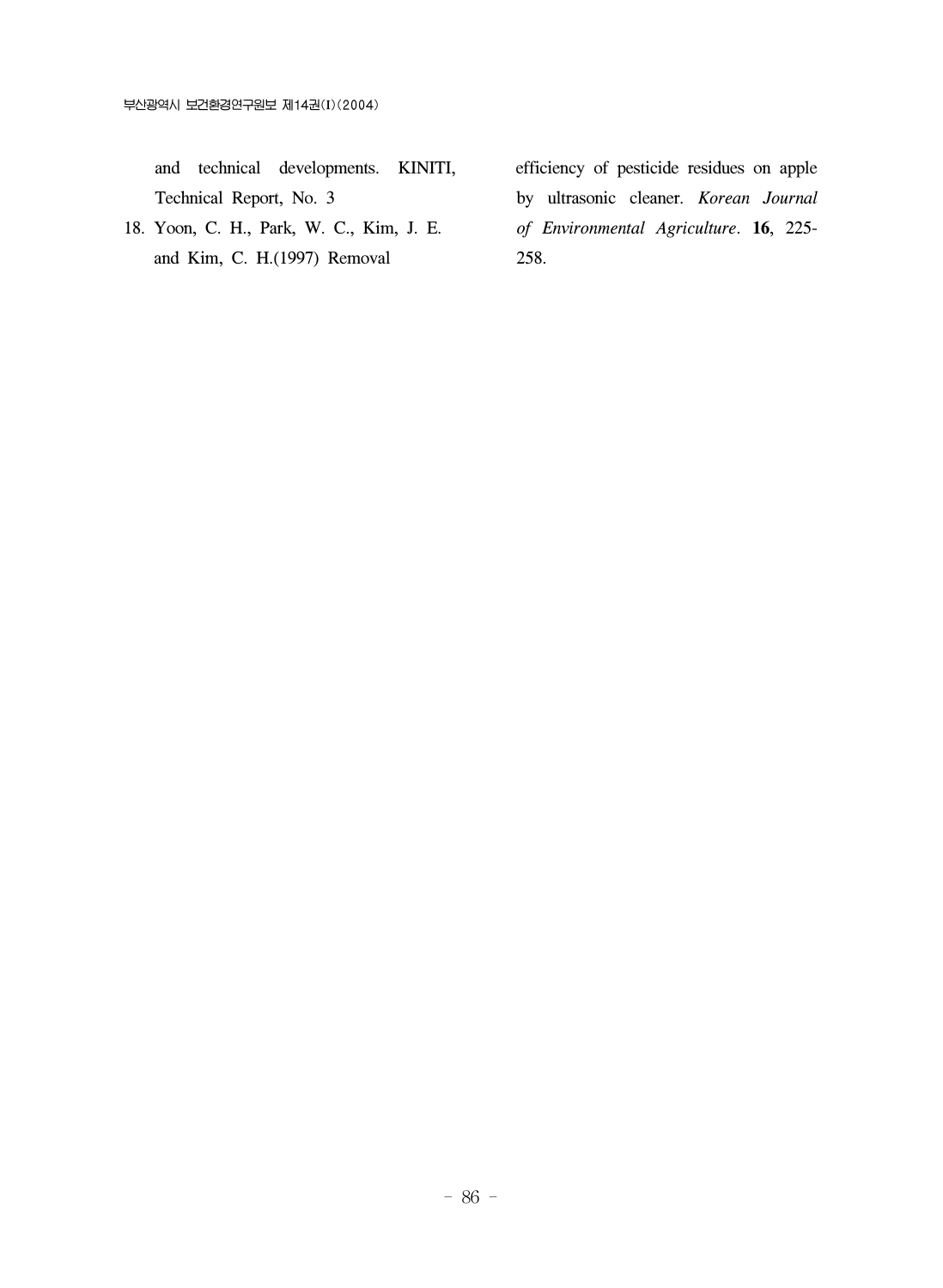and technical developments. KINITI, Technical Report, No. 3

18. Yoon, C. H., Park, W. C., Kim, J. E. and Kim, C. H.(1997) Removal efficiency of pesticide residues on apple by ultrasonic cleaner. *Korean Journal of Environmental Agriculture*. **16**, 225-258.